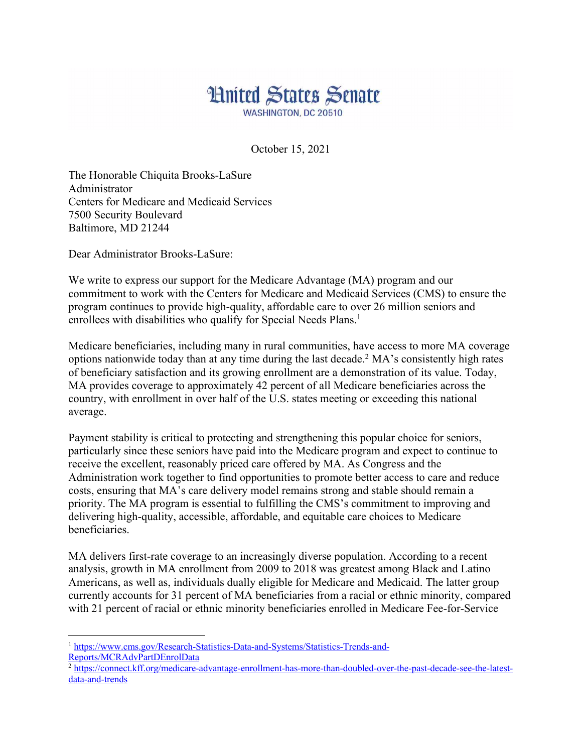# United States Senate

WASHINGTON, DC 20510

October 15, 2021

The Honorable Chiquita Brooks-LaSure
Administrator
Centers for Medicare and Medicaid Services
7500 Security Boulevard
Baltimore, MD 21244

Dear Administrator Brooks-LaSure:

We write to express our support for the Medicare Advantage (MA) program and our commitment to work with the Centers for Medicare and Medicaid Services (CMS) to ensure the program continues to provide high-quality, affordable care to over 26 million seniors and enrollees with disabilities who qualify for Special Needs Plans.[1]

Medicare beneficiaries, including many in rural communities, have access to more MA coverage options nationwide today than at any time during the last decade.[2] MA's consistently high rates of beneficiary satisfaction and its growing enrollment are a demonstration of its value. Today, MA provides coverage to approximately 42 percent of all Medicare beneficiaries across the country, with enrollment in over half of the U.S. states meeting or exceeding this national average.

Payment stability is critical to protecting and strengthening this popular choice for seniors, particularly since these seniors have paid into the Medicare program and expect to continue to receive the excellent, reasonably priced care offered by MA. As Congress and the Administration work together to find opportunities to promote better access to care and reduce costs, ensuring that MA's care delivery model remains strong and stable should remain a priority. The MA program is essential to fulfilling the CMS's commitment to improving and delivering high-quality, accessible, affordable, and equitable care choices to Medicare beneficiaries.

MA delivers first-rate coverage to an increasingly diverse population. According to a recent analysis, growth in MA enrollment from 2009 to 2018 was greatest among Black and Latino Americans, as well as, individuals dually eligible for Medicare and Medicaid. The latter group currently accounts for 31 percent of MA beneficiaries from a racial or ethnic minority, compared with 21 percent of racial or ethnic minority beneficiaries enrolled in Medicare Fee-for-Service

---

[1] https://www.cms.gov/Research-Statistics-Data-and-Systems/Statistics-Trends-and-Reports/MCRAdvPartDEnrolData

[2] https://connect.kff.org/medicare-advantage-enrollment-has-more-than-doubled-over-the-past-decade-see-the-latest-data-and-trends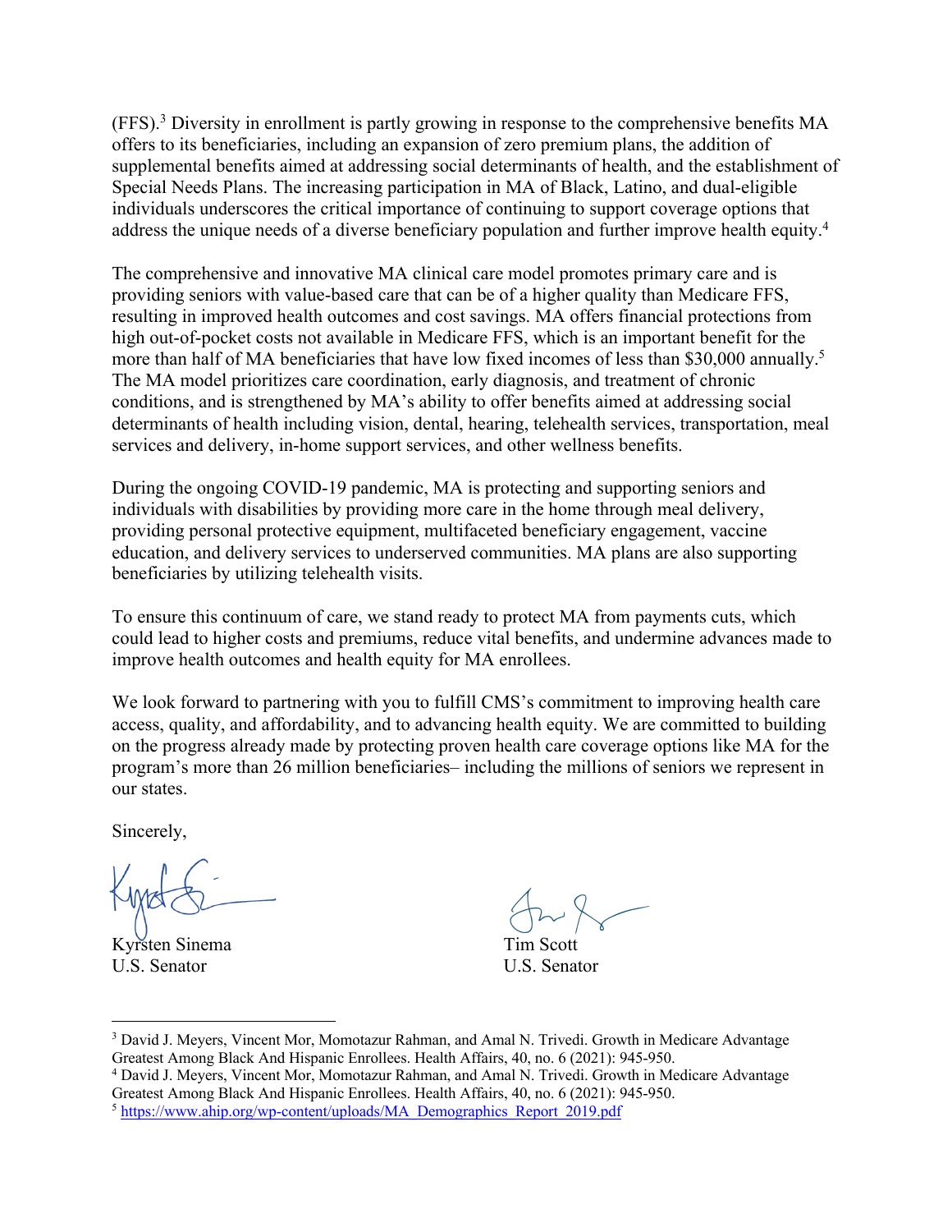(FFS).[3] Diversity in enrollment is partly growing in response to the comprehensive benefits MA offers to its beneficiaries, including an expansion of zero premium plans, the addition of supplemental benefits aimed at addressing social determinants of health, and the establishment of Special Needs Plans. The increasing participation in MA of Black, Latino, and dual-eligible individuals underscores the critical importance of continuing to support coverage options that address the unique needs of a diverse beneficiary population and further improve health equity.[4]

The comprehensive and innovative MA clinical care model promotes primary care and is providing seniors with value-based care that can be of a higher quality than Medicare FFS, resulting in improved health outcomes and cost savings. MA offers financial protections from high out-of-pocket costs not available in Medicare FFS, which is an important benefit for the more than half of MA beneficiaries that have low fixed incomes of less than $30,000 annually.[5] The MA model prioritizes care coordination, early diagnosis, and treatment of chronic conditions, and is strengthened by MA's ability to offer benefits aimed at addressing social determinants of health including vision, dental, hearing, telehealth services, transportation, meal services and delivery, in-home support services, and other wellness benefits.

During the ongoing COVID-19 pandemic, MA is protecting and supporting seniors and individuals with disabilities by providing more care in the home through meal delivery, providing personal protective equipment, multifaceted beneficiary engagement, vaccine education, and delivery services to underserved communities. MA plans are also supporting beneficiaries by utilizing telehealth visits.

To ensure this continuum of care, we stand ready to protect MA from payments cuts, which could lead to higher costs and premiums, reduce vital benefits, and undermine advances made to improve health outcomes and health equity for MA enrollees.

We look forward to partnering with you to fulfill CMS's commitment to improving health care access, quality, and affordability, and to advancing health equity. We are committed to building on the progress already made by protecting proven health care coverage options like MA for the program's more than 26 million beneficiaries– including the millions of seniors we represent in our states.

Sincerely,

Kyrsten Sinema
U.S. Senator

Tim Scott
U.S. Senator

---

[3] David J. Meyers, Vincent Mor, Momotazur Rahman, and Amal N. Trivedi. Growth in Medicare Advantage Greatest Among Black And Hispanic Enrollees. Health Affairs, 40, no. 6 (2021): 945-950.

[4] David J. Meyers, Vincent Mor, Momotazur Rahman, and Amal N. Trivedi. Growth in Medicare Advantage Greatest Among Black And Hispanic Enrollees. Health Affairs, 40, no. 6 (2021): 945-950.

[5] https://www.ahip.org/wp-content/uploads/MA_Demographics_Report_2019.pdf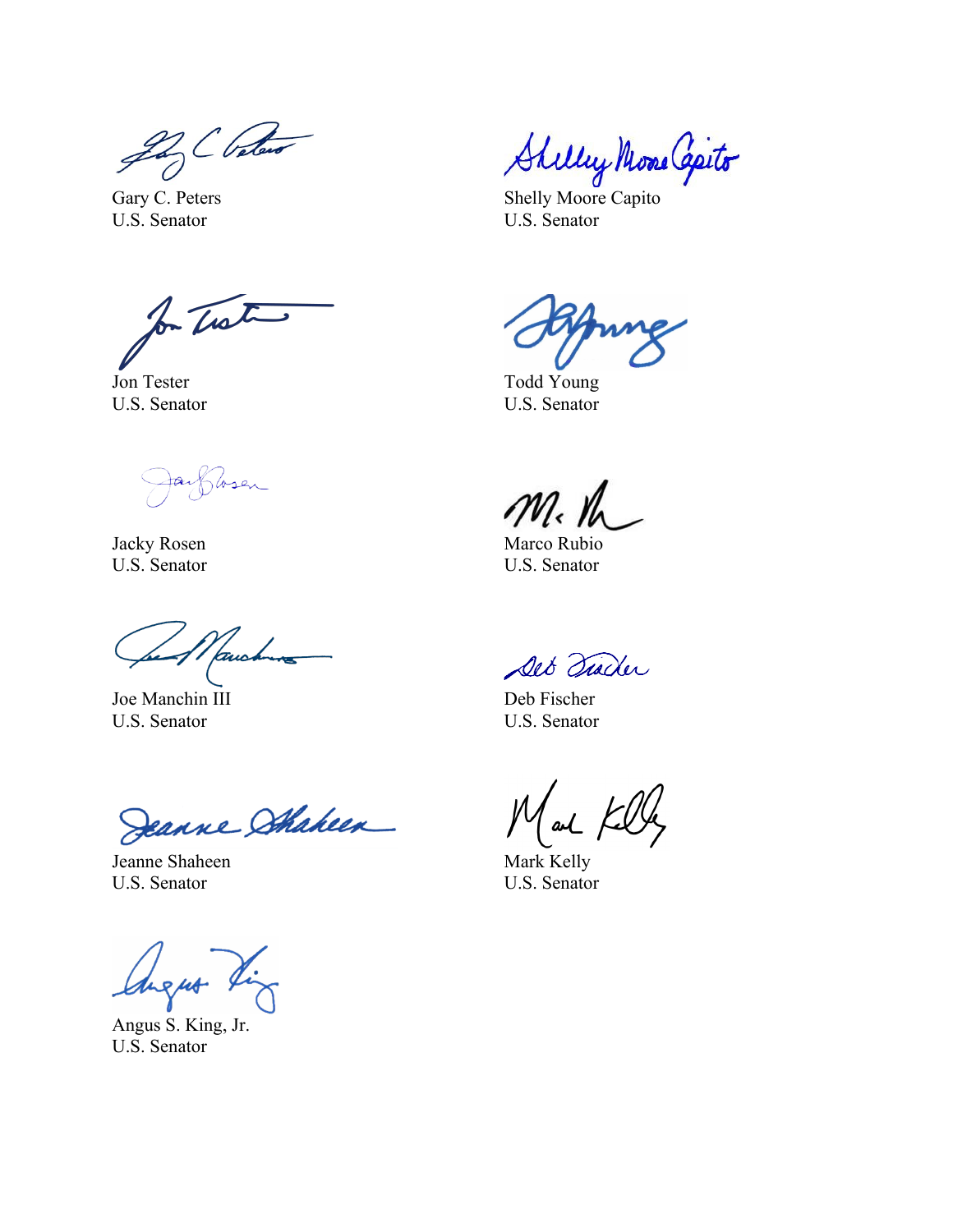Gary C. Peters
U.S. Senator

Shelly Moore Capito
U.S. Senator

Jon Tester
U.S. Senator

Todd Young
U.S. Senator

Jacky Rosen
U.S. Senator

Marco Rubio
U.S. Senator

Joe Manchin III
U.S. Senator

Deb Fischer
U.S. Senator

Jeanne Shaheen
U.S. Senator

Mark Kelly
U.S. Senator

Angus S. King, Jr.
U.S. Senator